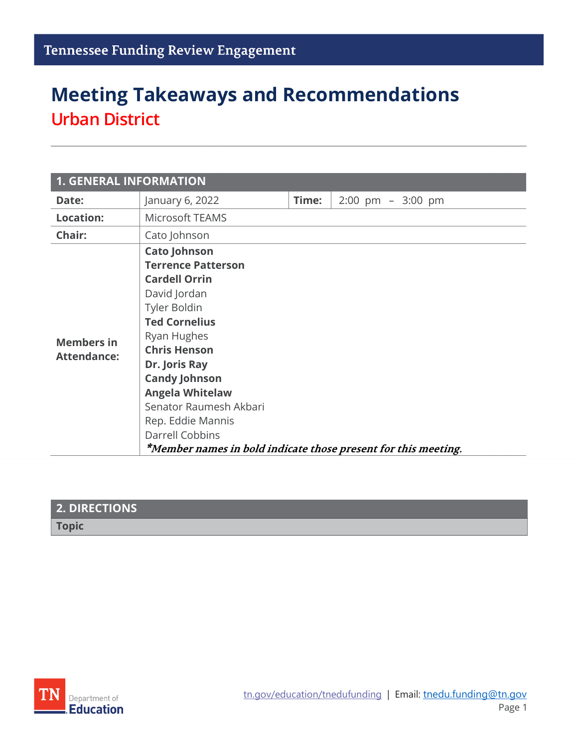Tennessee Funding Review Engagement

# Meeting Takeaways and Recommendations

## Urban District

| 1. GENERAL INFORMATION | | | |
|---|---|---|---|
| **Date:** | January 6, 2022 | **Time:** | 2:00 pm – 3:00 pm |
| **Location:** | Microsoft TEAMS | | |
| **Chair:** | Cato Johnson | | |
| **Members in Attendance:** | **Cato Johnson**<br>**Terrence Patterson**<br>**Cardell Orrin**<br>David Jordan<br>Tyler Boldin<br>**Ted Cornelius**<br>Ryan Hughes<br>**Chris Henson**<br>**Dr. Joris Ray**<br>**Candy Johnson**<br>**Angela Whitelaw**<br>Senator Raumesh Akbari<br>Rep. Eddie Mannis<br>Darrell Cobbins<br>***Member names in bold indicate those present for this meeting.*** | | |

| 2. DIRECTIONS |
|---|
| **Topic** |

tn.gov/education/tnedufunding | Email: tnedu.funding@tn.gov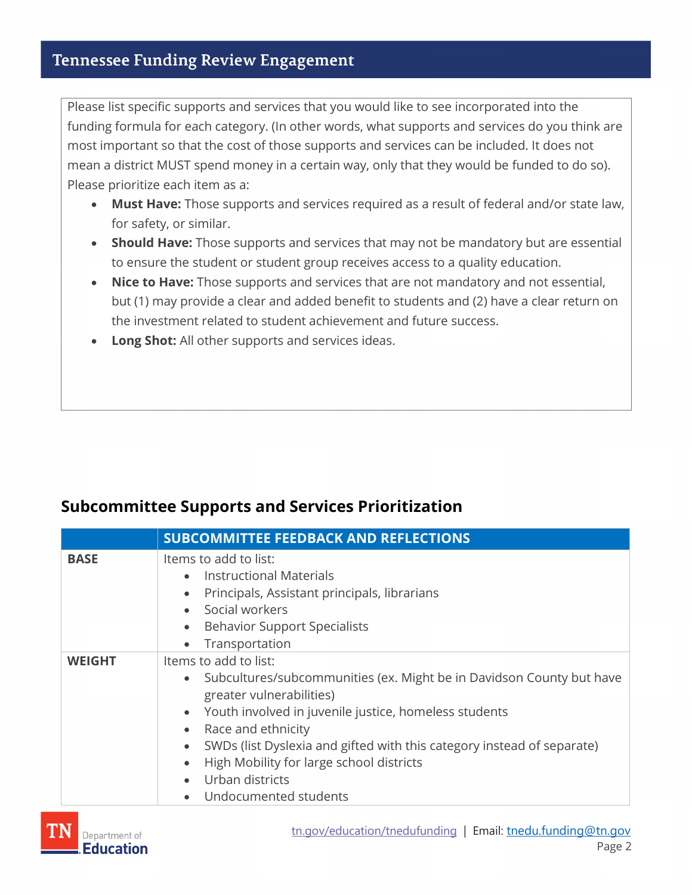Please list specific supports and services that you would like to see incorporated into the funding formula for each category. (In other words, what supports and services do you think are most important so that the cost of those supports and services can be included. It does not mean a district MUST spend money in a certain way, only that they would be funded to do so). Please prioritize each item as a:

- **Must Have:** Those supports and services required as a result of federal and/or state law, for safety, or similar.
- **Should Have:** Those supports and services that may not be mandatory but are essential to ensure the student or student group receives access to a quality education.
- **Nice to Have:** Those supports and services that are not mandatory and not essential, but (1) may provide a clear and added benefit to students and (2) have a clear return on the investment related to student achievement and future success.
- **Long Shot:** All other supports and services ideas.

## Subcommittee Supports and Services Prioritization

| | SUBCOMMITTEE FEEDBACK AND REFLECTIONS |
|---|---|
| **BASE** | Items to add to list:<br>• Instructional Materials<br>• Principals, Assistant principals, librarians<br>• Social workers<br>• Behavior Support Specialists<br>• Transportation |
| **WEIGHT** | Items to add to list:<br>• Subcultures/subcommunities (ex. Might be in Davidson County but have greater vulnerabilities)<br>• Youth involved in juvenile justice, homeless students<br>• Race and ethnicity<br>• SWDs (list Dyslexia and gifted with this category instead of separate)<br>• High Mobility for large school districts<br>• Urban districts<br>• Undocumented students |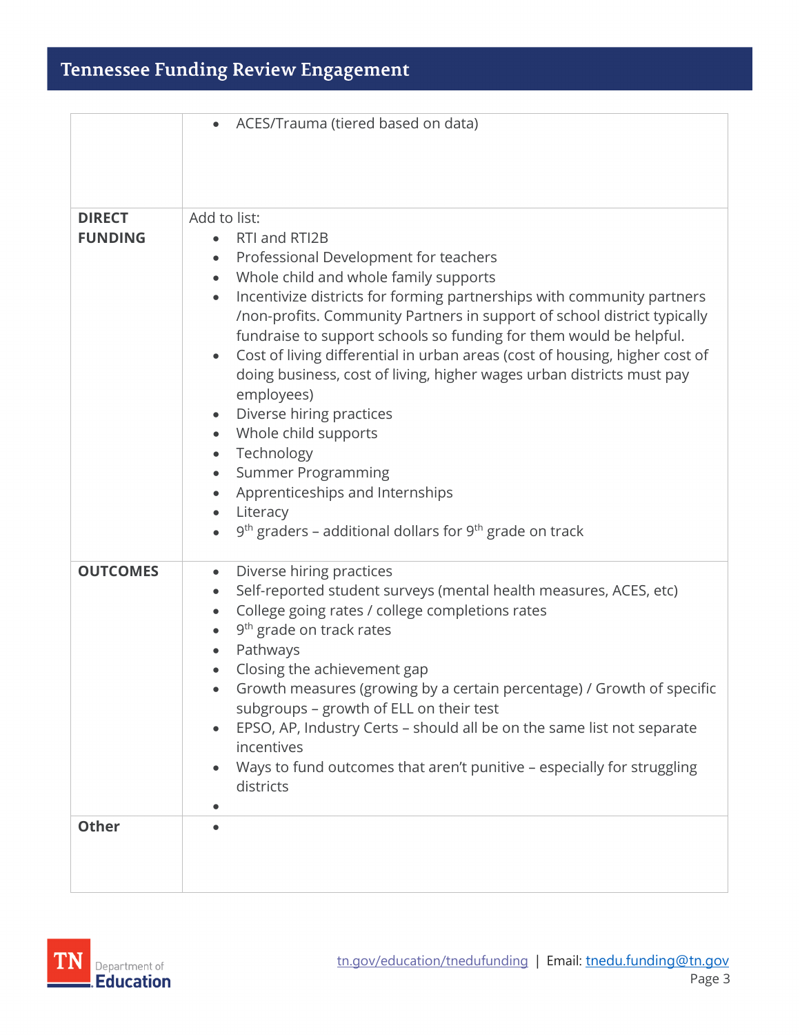| | |
|---|---|
| | • ACES/Trauma (tiered based on data) |
| **DIRECT FUNDING** | Add to list:<br>• RTI and RTI2B<br>• Professional Development for teachers<br>• Whole child and whole family supports<br>• Incentivize districts for forming partnerships with community partners /non-profits. Community Partners in support of school district typically fundraise to support schools so funding for them would be helpful.<br>• Cost of living differential in urban areas (cost of housing, higher cost of doing business, cost of living, higher wages urban districts must pay employees)<br>• Diverse hiring practices<br>• Whole child supports<br>• Technology<br>• Summer Programming<br>• Apprenticeships and Internships<br>• Literacy<br>• 9th graders – additional dollars for 9th grade on track |
| **OUTCOMES** | • Diverse hiring practices<br>• Self-reported student surveys (mental health measures, ACES, etc)<br>• College going rates / college completions rates<br>• 9th grade on track rates<br>• Pathways<br>• Closing the achievement gap<br>• Growth measures (growing by a certain percentage) / Growth of specific subgroups – growth of ELL on their test<br>• EPSO, AP, Industry Certs – should all be on the same list not separate incentives<br>• Ways to fund outcomes that aren't punitive – especially for struggling districts<br>• |
| **Other** | • |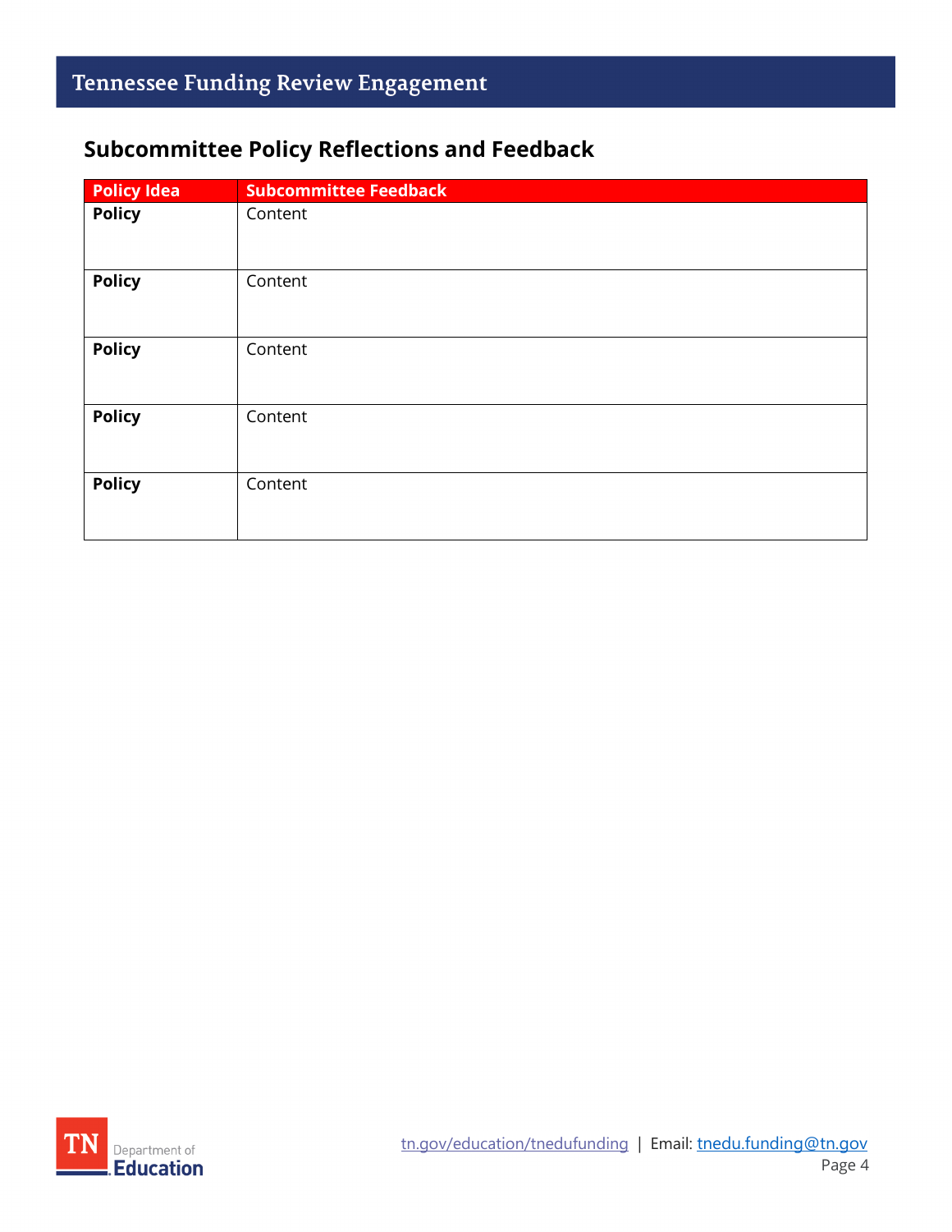## Subcommittee Policy Reflections and Feedback

| Policy Idea | Subcommittee Feedback |
|---|---|
| **Policy** | Content |
| **Policy** | Content |
| **Policy** | Content |
| **Policy** | Content |
| **Policy** | Content |